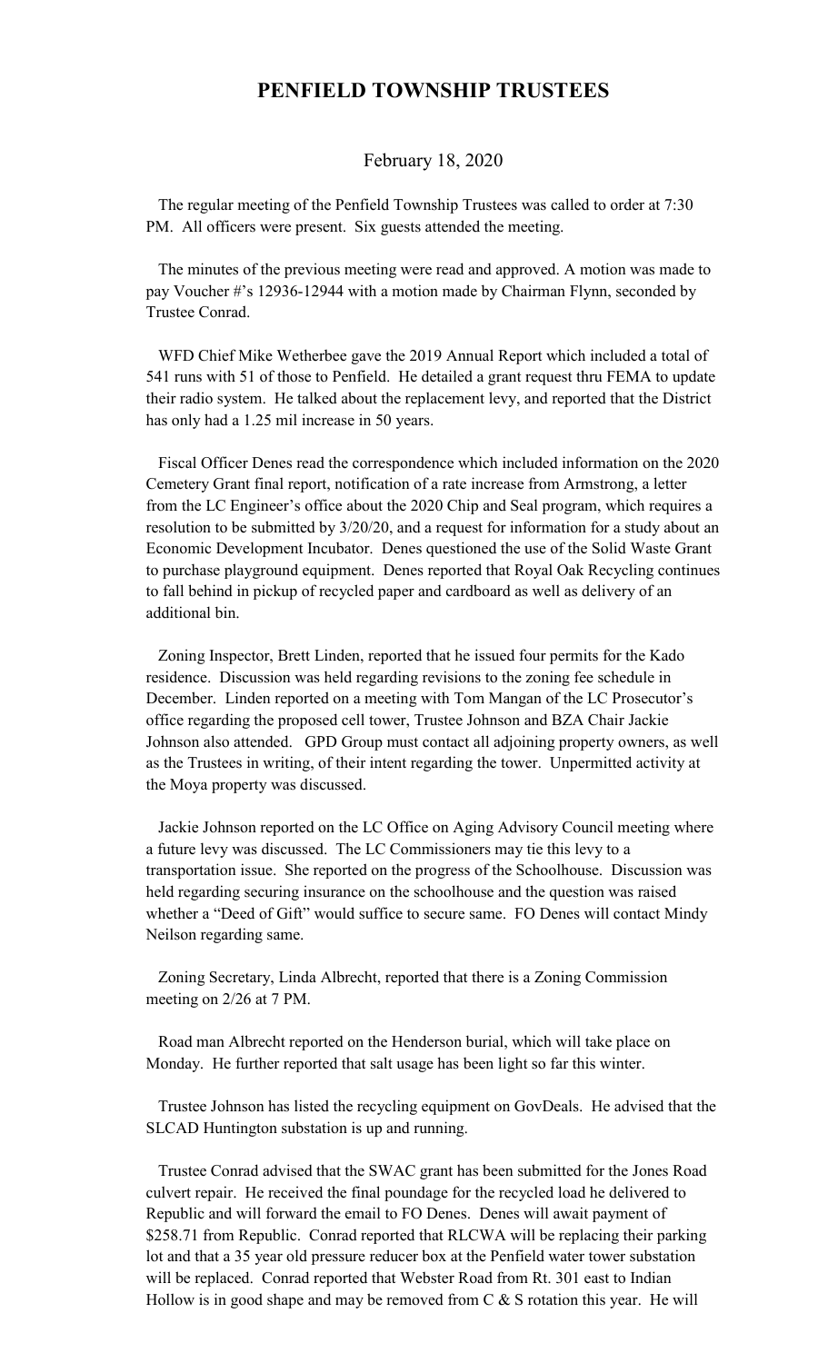# PENFIELD TOWNSHIP TRUSTEES

February 18, 2020

The regular meeting of the Penfield Township Trustees was called to order at 7:30 PM. All officers were present. Six guests attended the meeting.

The minutes of the previous meeting were read and approved. A motion was made to pay Voucher #'s 12936-12944 with a motion made by Chairman Flynn, seconded by Trustee Conrad.

WFD Chief Mike Wetherbee gave the 2019 Annual Report which included a total of 541 runs with 51 of those to Penfield. He detailed a grant request thru FEMA to update their radio system. He talked about the replacement levy, and reported that the District has only had a 1.25 mil increase in 50 years.

Fiscal Officer Denes read the correspondence which included information on the 2020 Cemetery Grant final report, notification of a rate increase from Armstrong, a letter from the LC Engineer's office about the 2020 Chip and Seal program, which requires a resolution to be submitted by 3/20/20, and a request for information for a study about an Economic Development Incubator. Denes questioned the use of the Solid Waste Grant to purchase playground equipment. Denes reported that Royal Oak Recycling continues to fall behind in pickup of recycled paper and cardboard as well as delivery of an additional bin.

Zoning Inspector, Brett Linden, reported that he issued four permits for the Kado residence. Discussion was held regarding revisions to the zoning fee schedule in December. Linden reported on a meeting with Tom Mangan of the LC Prosecutor's office regarding the proposed cell tower, Trustee Johnson and BZA Chair Jackie Johnson also attended. GPD Group must contact all adjoining property owners, as well as the Trustees in writing, of their intent regarding the tower. Unpermitted activity at the Moya property was discussed.

Jackie Johnson reported on the LC Office on Aging Advisory Council meeting where a future levy was discussed. The LC Commissioners may tie this levy to a transportation issue. She reported on the progress of the Schoolhouse. Discussion was held regarding securing insurance on the schoolhouse and the question was raised whether a "Deed of Gift" would suffice to secure same. FO Denes will contact Mindy Neilson regarding same.

Zoning Secretary, Linda Albrecht, reported that there is a Zoning Commission meeting on 2/26 at 7 PM.

Road man Albrecht reported on the Henderson burial, which will take place on Monday. He further reported that salt usage has been light so far this winter.

Trustee Johnson has listed the recycling equipment on GovDeals. He advised that the SLCAD Huntington substation is up and running.

Trustee Conrad advised that the SWAC grant has been submitted for the Jones Road culvert repair. He received the final poundage for the recycled load he delivered to Republic and will forward the email to FO Denes. Denes will await payment of $258.71 from Republic. Conrad reported that RLCWA will be replacing their parking lot and that a 35 year old pressure reducer box at the Penfield water tower substation will be replaced. Conrad reported that Webster Road from Rt. 301 east to Indian Hollow is in good shape and may be removed from C & S rotation this year. He will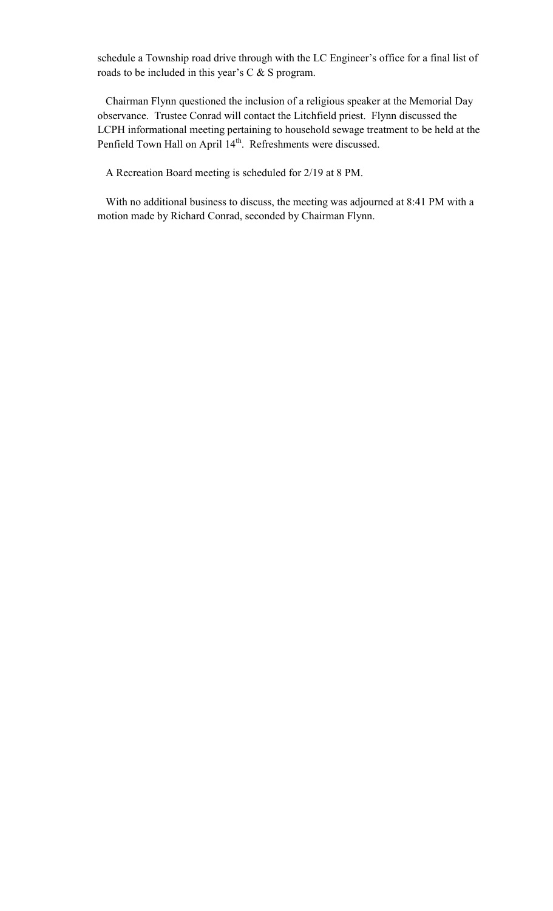schedule a Township road drive through with the LC Engineer's office for a final list of roads to be included in this year's C & S program.

Chairman Flynn questioned the inclusion of a religious speaker at the Memorial Day observance. Trustee Conrad will contact the Litchfield priest. Flynn discussed the LCPH informational meeting pertaining to household sewage treatment to be held at the Penfield Town Hall on April 14th. Refreshments were discussed.

A Recreation Board meeting is scheduled for 2/19 at 8 PM.

With no additional business to discuss, the meeting was adjourned at 8:41 PM with a motion made by Richard Conrad, seconded by Chairman Flynn.